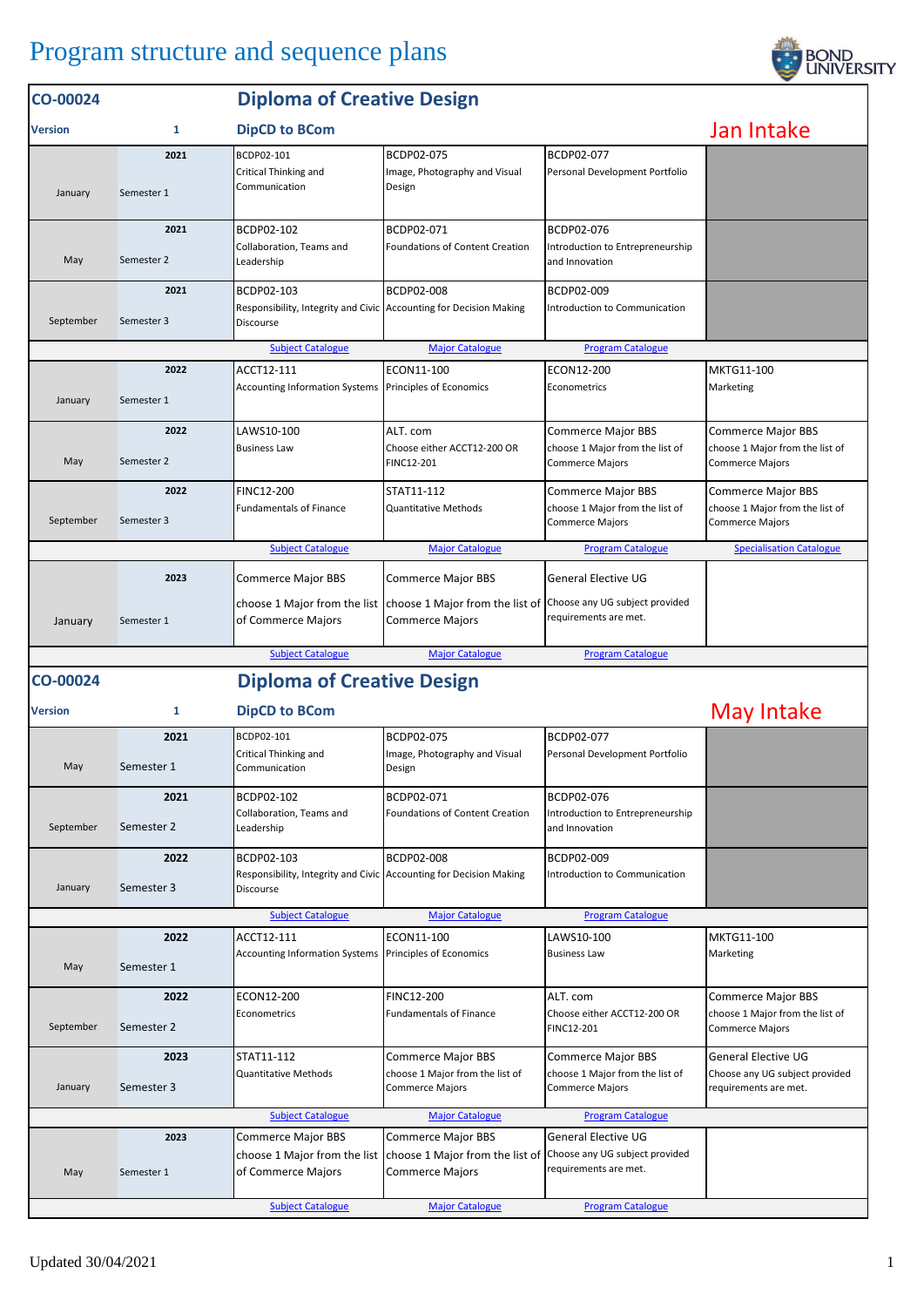# Program structure and sequence plans

| CO-00024 | | Diploma of Creative Design | | | |
|---|---|---|---|---|---|
| Version | 1 | DipCD to BCom | | | Jan Intake |
| January | 2021<br>Semester 1 | BCDP02-101<br>Critical Thinking and Communication | BCDP02-075<br>Image, Photography and Visual Design | BCDP02-077<br>Personal Development Portfolio | |
| May | 2021<br>Semester 2 | BCDP02-102<br>Collaboration, Teams and Leadership | BCDP02-071<br>Foundations of Content Creation | BCDP02-076<br>Introduction to Entrepreneurship and Innovation | |
| September | 2021<br>Semester 3 | BCDP02-103<br>Responsibility, Integrity and Civic Discourse | BCDP02-008<br>Accounting for Decision Making | BCDP02-009<br>Introduction to Communication | |
| | | Subject Catalogue | Major Catalogue | Program Catalogue | |
| January | 2022<br>Semester 1 | ACCT12-111<br>Accounting Information Systems | ECON11-100<br>Principles of Economics | ECON12-200<br>Econometrics | MKTG11-100<br>Marketing |
| May | 2022<br>Semester 2 | LAWS10-100<br>Business Law | ALT. com<br>Choose either ACCT12-200 OR FINC12-201 | Commerce Major BBS<br>choose 1 Major from the list of Commerce Majors | Commerce Major BBS<br>choose 1 Major from the list of Commerce Majors |
| September | 2022<br>Semester 3 | FINC12-200<br>Fundamentals of Finance | STAT11-112<br>Quantitative Methods | Commerce Major BBS<br>choose 1 Major from the list of Commerce Majors | Commerce Major BBS<br>choose 1 Major from the list of Commerce Majors |
| | | Subject Catalogue | Major Catalogue | Program Catalogue | Specialisation Catalogue |
| January | 2023<br>Semester 1 | Commerce Major BBS<br>choose 1 Major from the list of Commerce Majors | Commerce Major BBS<br>choose 1 Major from the list of Commerce Majors | General Elective UG<br>Choose any UG subject provided requirements are met. | |
| | | Subject Catalogue | Major Catalogue | Program Catalogue | |

| CO-00024 | | Diploma of Creative Design | | | |
|---|---|---|---|---|---|
| Version | 1 | DipCD to BCom | | | May Intake |
| May | 2021<br>Semester 1 | BCDP02-101<br>Critical Thinking and Communication | BCDP02-075<br>Image, Photography and Visual Design | BCDP02-077<br>Personal Development Portfolio | |
| September | 2021<br>Semester 2 | BCDP02-102<br>Collaboration, Teams and Leadership | BCDP02-071<br>Foundations of Content Creation | BCDP02-076<br>Introduction to Entrepreneurship and Innovation | |
| January | 2022<br>Semester 3 | BCDP02-103<br>Responsibility, Integrity and Civic Discourse | BCDP02-008<br>Accounting for Decision Making | BCDP02-009<br>Introduction to Communication | |
| | | Subject Catalogue | Major Catalogue | Program Catalogue | |
| May | 2022<br>Semester 1 | ACCT12-111<br>Accounting Information Systems | ECON11-100<br>Principles of Economics | LAWS10-100<br>Business Law | MKTG11-100<br>Marketing |
| September | 2022<br>Semester 2 | ECON12-200<br>Econometrics | FINC12-200<br>Fundamentals of Finance | ALT. com<br>Choose either ACCT12-200 OR FINC12-201 | Commerce Major BBS<br>choose 1 Major from the list of Commerce Majors |
| January | 2023<br>Semester 3 | STAT11-112<br>Quantitative Methods | Commerce Major BBS<br>choose 1 Major from the list of Commerce Majors | Commerce Major BBS<br>choose 1 Major from the list of Commerce Majors | General Elective UG<br>Choose any UG subject provided requirements are met. |
| | | Subject Catalogue | Major Catalogue | Program Catalogue | |
| May | 2023<br>Semester 1 | Commerce Major BBS<br>choose 1 Major from the list of Commerce Majors | Commerce Major BBS<br>choose 1 Major from the list of Commerce Majors | General Elective UG<br>Choose any UG subject provided requirements are met. | |
| | | Subject Catalogue | Major Catalogue | Program Catalogue | |

Updated 30/04/2021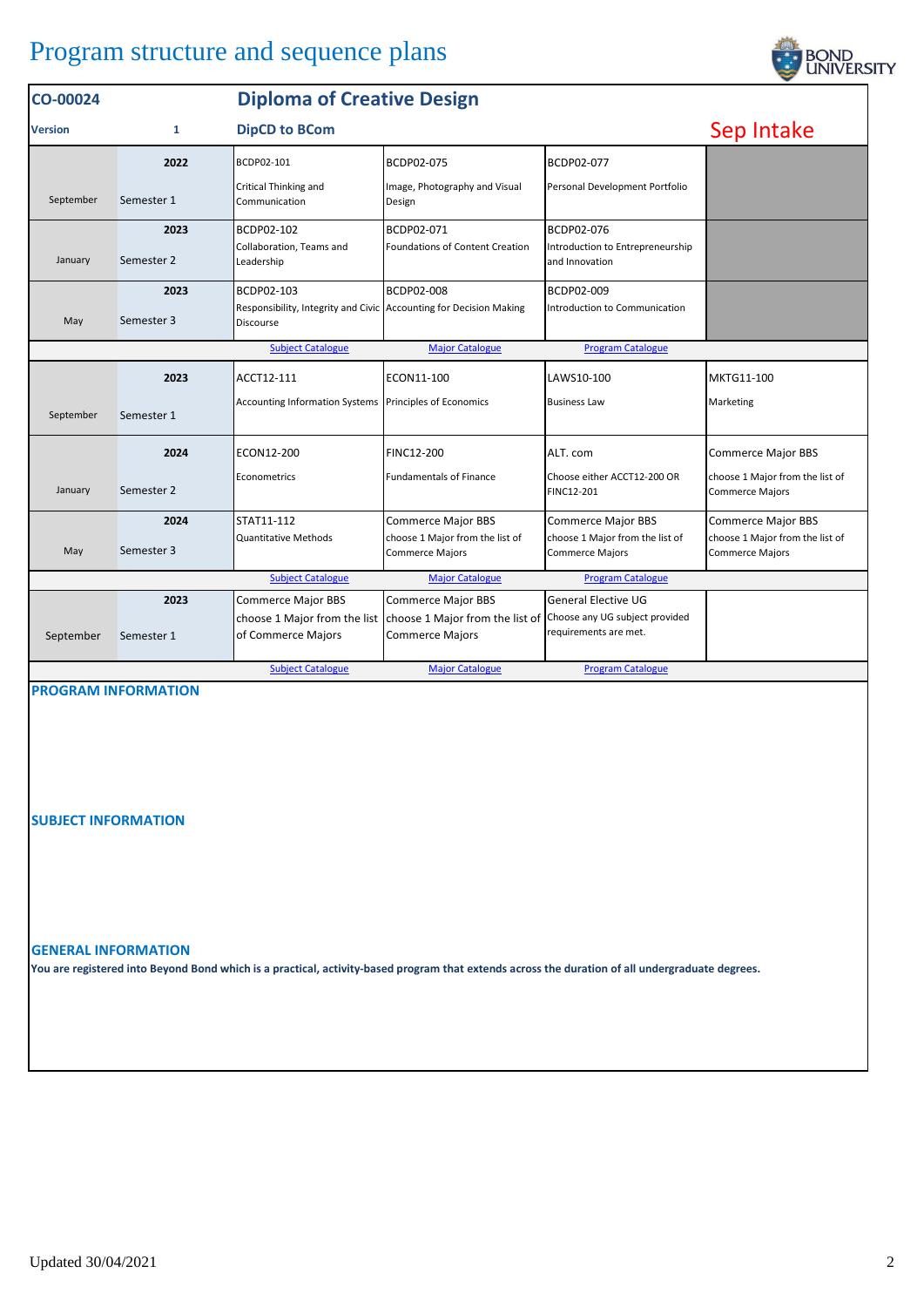# Program structure and sequence plans

| CO-00024 | | Diploma of Creative Design | | | |
|---|---|---|---|---|---|
| **Version** | **1** | **DipCD to BCom** | | | **Sep Intake** |
| September | **2022** Semester 1 | BCDP02-101 Critical Thinking and Communication | BCDP02-075 Image, Photography and Visual Design | BCDP02-077 Personal Development Portfolio | |
| January | **2023** Semester 2 | BCDP02-102 Collaboration, Teams and Leadership | BCDP02-071 Foundations of Content Creation | BCDP02-076 Introduction to Entrepreneurship and Innovation | |
| May | **2023** Semester 3 | BCDP02-103 Responsibility, Integrity and Civic Discourse | BCDP02-008 Accounting for Decision Making | BCDP02-009 Introduction to Communication | |
| | | Subject Catalogue | Major Catalogue | Program Catalogue | |
| September | **2023** Semester 1 | ACCT12-111 Accounting Information Systems | ECON11-100 Principles of Economics | LAWS10-100 Business Law | MKTG11-100 Marketing |
| January | **2024** Semester 2 | ECON12-200 Econometrics | FINC12-200 Fundamentals of Finance | ALT. com Choose either ACCT12-200 OR FINC12-201 | Commerce Major BBS choose 1 Major from the list of Commerce Majors |
| May | **2024** Semester 3 | STAT11-112 Quantitative Methods | Commerce Major BBS choose 1 Major from the list of Commerce Majors | Commerce Major BBS choose 1 Major from the list of Commerce Majors | Commerce Major BBS choose 1 Major from the list of Commerce Majors |
| | | Subject Catalogue | Major Catalogue | Program Catalogue | |
| September | **2023** Semester 1 | Commerce Major BBS choose 1 Major from the list of Commerce Majors | Commerce Major BBS choose 1 Major from the list of Commerce Majors | General Elective UG Choose any UG subject provided requirements are met. | |
| | | Subject Catalogue | Major Catalogue | Program Catalogue | |

## PROGRAM INFORMATION

## SUBJECT INFORMATION

## GENERAL INFORMATION

**You are registered into Beyond Bond which is a practical, activity-based program that extends across the duration of all undergraduate degrees.**

Updated 30/04/2021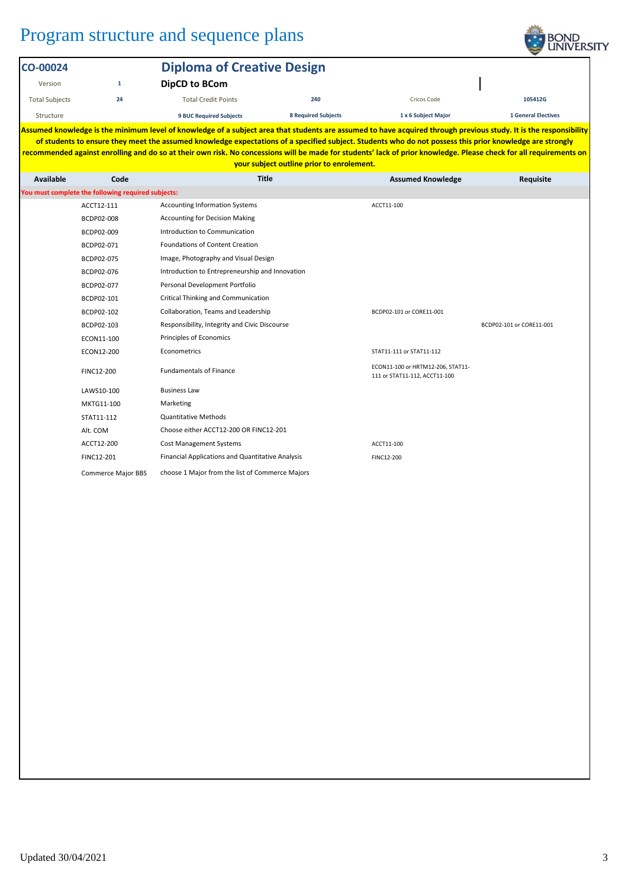# Program structure and sequence plans

| | | | | | |
|---|---|---|---|---|---|
| **CO-00024** | | **Diploma of Creative Design** | | | |
| Version | 1 | **DipCD to BCom** | | | |
| Total Subjects | 24 | Total Credit Points | 240 | Cricos Code | 105412G |
| Structure | | 9 BUC Required Subjects | 8 Required Subjects | 1 x 6 Subject Major | 1 General Electives |

**Assumed knowledge is the minimum level of knowledge of a subject area that students are assumed to have acquired through previous study. It is the responsibility of students to ensure they meet the assumed knowledge expectations of a specified subject. Students who do not possess this prior knowledge are strongly recommended against enrolling and do so at their own risk. No concessions will be made for students' lack of prior knowledge. Please check for all requirements on your subject outline prior to enrolement.**

| Available | Code | Title | Assumed Knowledge | Requisite |
|---|---|---|---|---|
| You must complete the following required subjects: | | | | |
| | ACCT12-111 | Accounting Information Systems | ACCT11-100 | |
| | BCDP02-008 | Accounting for Decision Making | | |
| | BCDP02-009 | Introduction to Communication | | |
| | BCDP02-071 | Foundations of Content Creation | | |
| | BCDP02-075 | Image, Photography and Visual Design | | |
| | BCDP02-076 | Introduction to Entrepreneurship and Innovation | | |
| | BCDP02-077 | Personal Development Portfolio | | |
| | BCDP02-101 | Critical Thinking and Communication | | |
| | BCDP02-102 | Collaboration, Teams and Leadership | BCDP02-101 or CORE11-001 | |
| | BCDP02-103 | Responsibility, Integrity and Civic Discourse | | BCDP02-101 or CORE11-001 |
| | ECON11-100 | Principles of Economics | | |
| | ECON12-200 | Econometrics | STAT11-111 or STAT11-112 | |
| | FINC12-200 | Fundamentals of Finance | ECON11-100 or HRTM12-206, STAT11-111 or STAT11-112, ACCT11-100 | |
| | LAWS10-100 | Business Law | | |
| | MKTG11-100 | Marketing | | |
| | STAT11-112 | Quantitative Methods | | |
| | Alt. COM | Choose either ACCT12-200 OR FINC12-201 | | |
| | ACCT12-200 | Cost Management Systems | ACCT11-100 | |
| | FINC12-201 | Financial Applications and Quantitative Analysis | FINC12-200 | |
| | Commerce Major BBS | choose 1 Major from the list of Commerce Majors | | |

Updated 30/04/2021